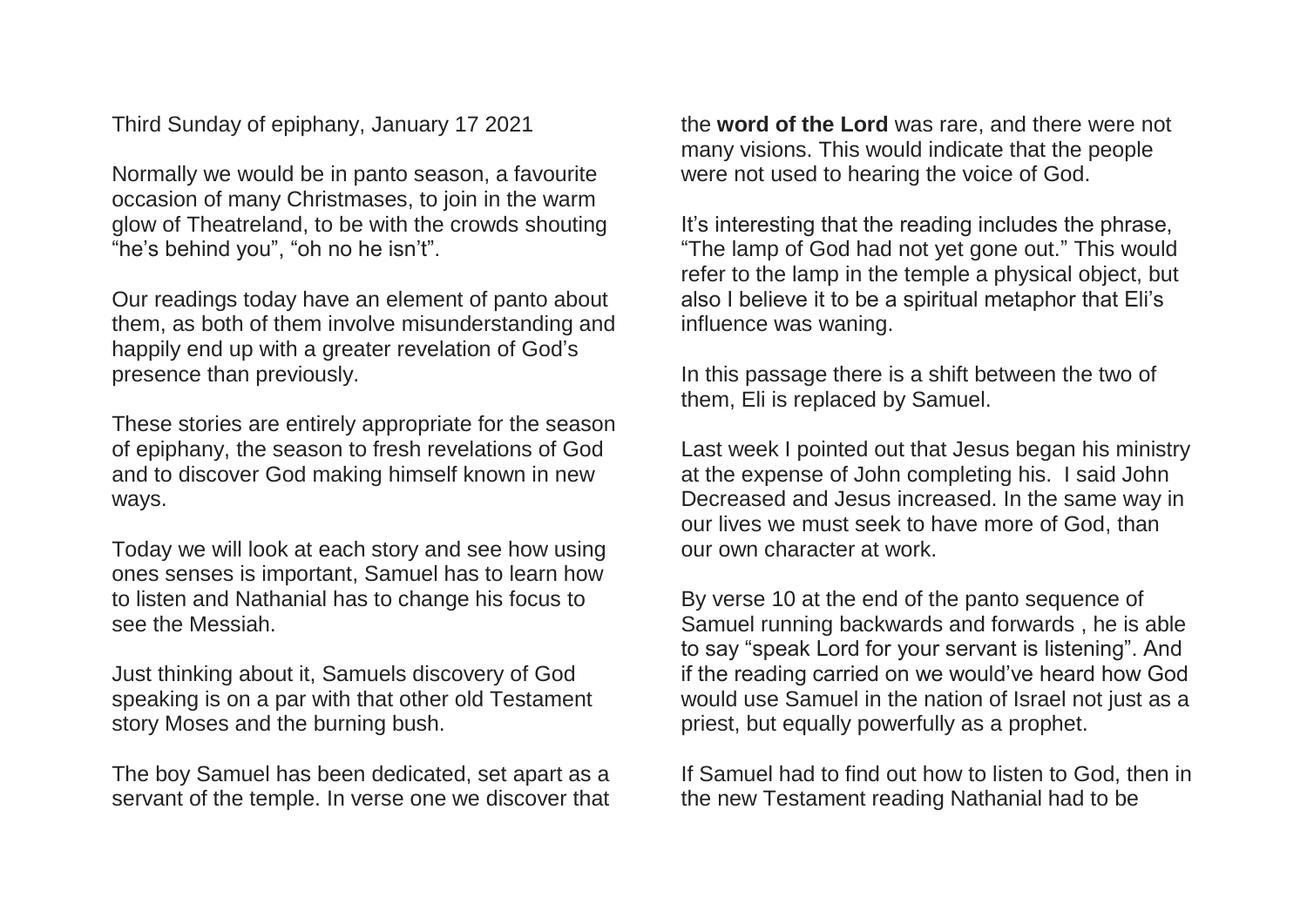Third Sunday of epiphany, January 17 2021

Normally we would be in panto season, a favourite occasion of many Christmases, to join in the warm glow of Theatreland, to be with the crowds shouting "he's behind you", "oh no he isn't".

Our readings today have an element of panto about them, as both of them involve misunderstanding and happily end up with a greater revelation of God's presence than previously.

These stories are entirely appropriate for the season of epiphany, the season to fresh revelations of God and to discover God making himself known in new ways.

Today we will look at each story and see how using ones senses is important, Samuel has to learn how to listen and Nathanial has to change his focus to see the Messiah.

Just thinking about it, Samuels discovery of God speaking is on a par with that other old Testament story Moses and the burning bush.

The boy Samuel has been dedicated, set apart as a servant of the temple. In verse one we discover that the **word of the Lord** was rare, and there were not many visions. This would indicate that the people were not used to hearing the voice of God.

It's interesting that the reading includes the phrase, "The lamp of God had not yet gone out." This would refer to the lamp in the temple a physical object, but also I believe it to be a spiritual metaphor that Eli's influence was waning.

In this passage there is a shift between the two of them, Eli is replaced by Samuel.

Last week I pointed out that Jesus began his ministry at the expense of John completing his. I said John Decreased and Jesus increased. In the same way in our lives we must seek to have more of God, than our own character at work.

By verse 10 at the end of the panto sequence of Samuel running backwards and forwards , he is able to say "speak Lord for your servant is listening". And if the reading carried on we would've heard how God would use Samuel in the nation of Israel not just as a priest, but equally powerfully as a prophet.

If Samuel had to find out how to listen to God, then in the new Testament reading Nathanial had to be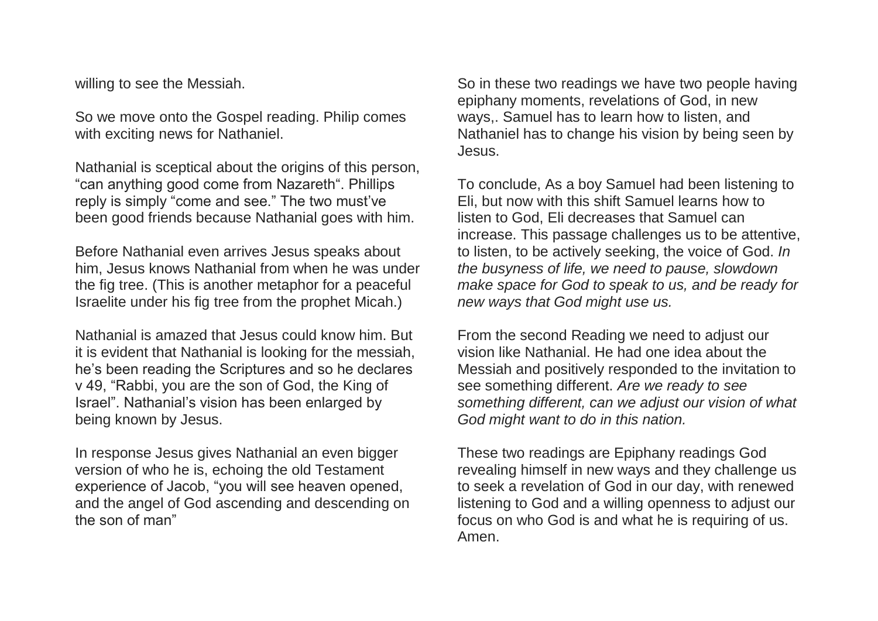willing to see the Messiah.

So we move onto the Gospel reading. Philip comes with exciting news for Nathaniel.

Nathanial is sceptical about the origins of this person, “can anything good come from Nazareth“. Phillips reply is simply “come and see.” The two must’ve been good friends because Nathanial goes with him.

Before Nathanial even arrives Jesus speaks about him, Jesus knows Nathanial from when he was under the fig tree. (This is another metaphor for a peaceful Israelite under his fig tree from the prophet Micah.)

Nathanial is amazed that Jesus could know him. But it is evident that Nathanial is looking for the messiah, he’s been reading the Scriptures and so he declares v 49, “Rabbi, you are the son of God, the King of Israel”. Nathanial’s vision has been enlarged by being known by Jesus.

In response Jesus gives Nathanial an even bigger version of who he is, echoing the old Testament experience of Jacob, “you will see heaven opened, and the angel of God ascending and descending on the son of man”

So in these two readings we have two people having epiphany moments, revelations of God, in new ways,. Samuel has to learn how to listen, and Nathaniel has to change his vision by being seen by Jesus.

To conclude, As a boy Samuel had been listening to Eli, but now with this shift Samuel learns how to listen to God, Eli decreases that Samuel can increase. This passage challenges us to be attentive, to listen, to be actively seeking, the voice of God. *In the busyness of life, we need to pause, slowdown make space for God to speak to us, and be ready for new ways that God might use us.*

From the second Reading we need to adjust our vision like Nathanial. He had one idea about the Messiah and positively responded to the invitation to see something different. *Are we ready to see something different, can we adjust our vision of what God might want to do in this nation.*

These two readings are Epiphany readings God revealing himself in new ways and they challenge us to seek a revelation of God in our day, with renewed listening to God and a willing openness to adjust our focus on who God is and what he is requiring of us. Amen.